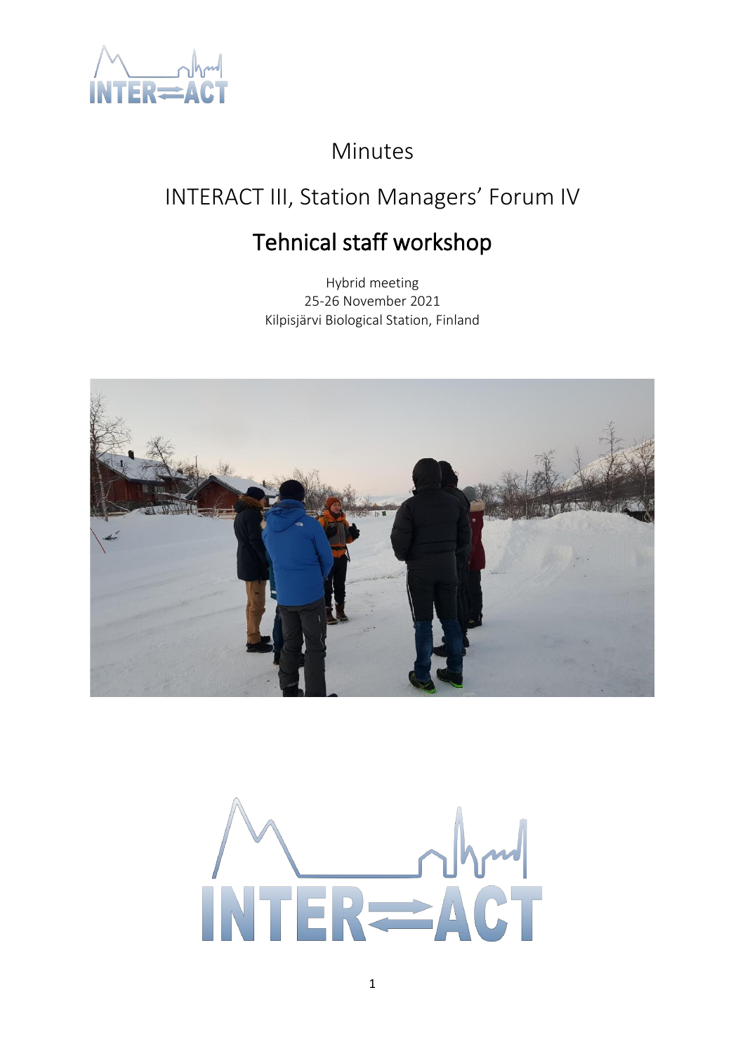# Minutes

## INTERACT III, Station Managers' Forum IV

## Tehnical staff workshop

Hybrid meeting
25-26 November 2021
Kilpisjärvi Biological Station, Finland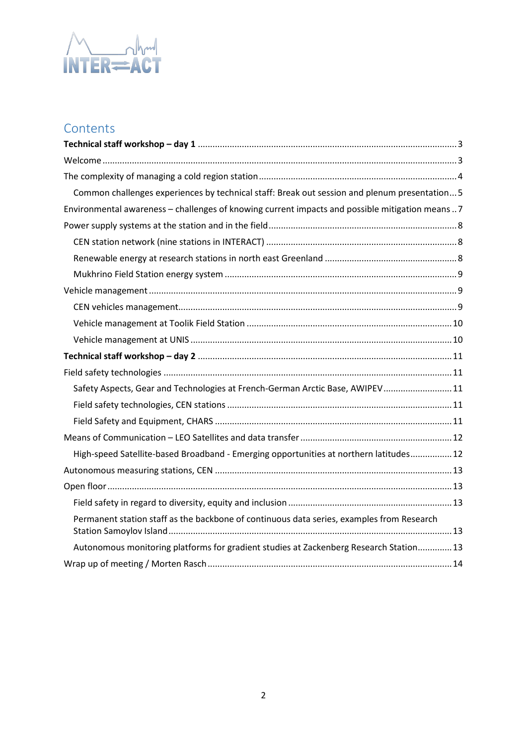# Contents

**Technical staff workshop – day 1** ........ 3

Welcome ........ 3

The complexity of managing a cold region station ........ 4

- Common challenges experiences by technical staff: Break out session and plenum presentation ... 5

Environmental awareness – challenges of knowing current impacts and possible mitigation means .. 7

Power supply systems at the station and in the field ........ 8

- CEN station network (nine stations in INTERACT) ........ 8
- Renewable energy at research stations in north east Greenland ........ 8
- Mukhrino Field Station energy system ........ 9

Vehicle management ........ 9

- CEN vehicles management ........ 9
- Vehicle management at Toolik Field Station ........ 10
- Vehicle management at UNIS ........ 10

**Technical staff workshop – day 2** ........ 11

Field safety technologies ........ 11

- Safety Aspects, Gear and Technologies at French-German Arctic Base, AWIPEV ........ 11
- Field safety technologies, CEN stations ........ 11
- Field Safety and Equipment, CHARS ........ 11

Means of Communication – LEO Satellites and data transfer ........ 12

- High-speed Satellite-based Broadband - Emerging opportunities at northern latitudes ........ 12

Autonomous measuring stations, CEN ........ 13

Open floor ........ 13

- Field safety in regard to diversity, equity and inclusion ........ 13
- Permanent station staff as the backbone of continuous data series, examples from Research Station Samoylov Island ........ 13
- Autonomous monitoring platforms for gradient studies at Zackenberg Research Station ........ 13

Wrap up of meeting / Morten Rasch ........ 14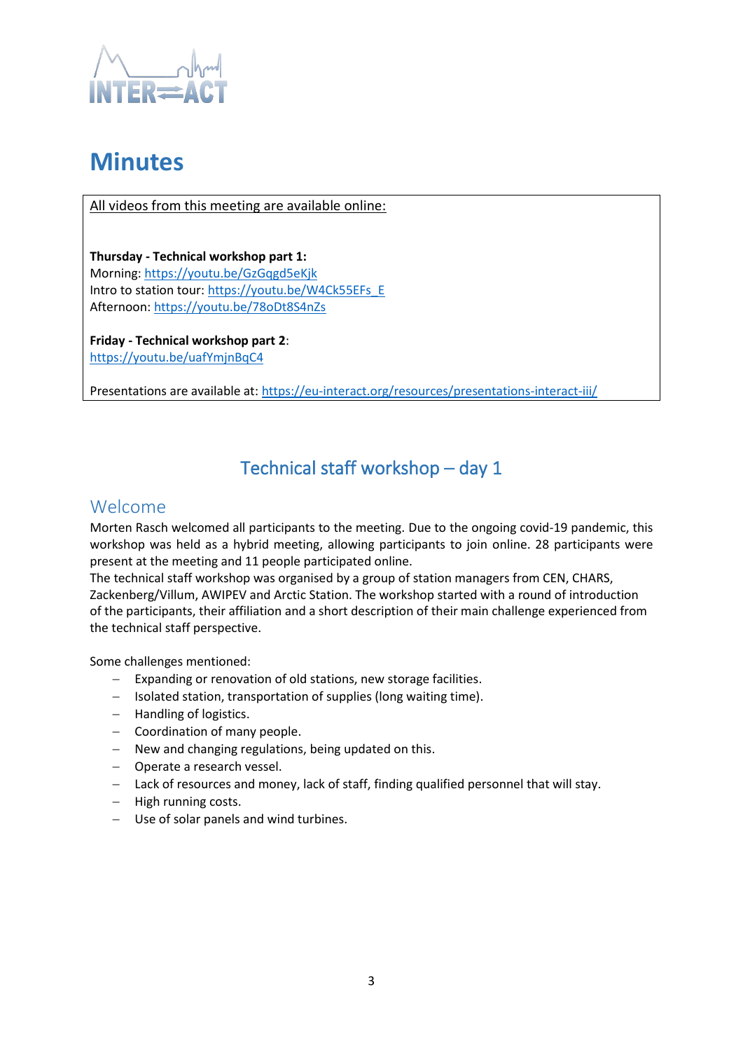# Minutes

All videos from this meeting are available online:

**Thursday - Technical workshop part 1:**
Morning: https://youtu.be/GzGqgd5eKjk
Intro to station tour: https://youtu.be/W4Ck55EFs_E
Afternoon: https://youtu.be/78oDt8S4nZs

**Friday - Technical workshop part 2**:
https://youtu.be/uafYmjnBqC4

Presentations are available at: https://eu-interact.org/resources/presentations-interact-iii/

## Technical staff workshop – day 1

### Welcome

Morten Rasch welcomed all participants to the meeting. Due to the ongoing covid-19 pandemic, this workshop was held as a hybrid meeting, allowing participants to join online. 28 participants were present at the meeting and 11 people participated online.
The technical staff workshop was organised by a group of station managers from CEN, CHARS, Zackenberg/Villum, AWIPEV and Arctic Station. The workshop started with a round of introduction of the participants, their affiliation and a short description of their main challenge experienced from the technical staff perspective.

Some challenges mentioned:

- Expanding or renovation of old stations, new storage facilities.
- Isolated station, transportation of supplies (long waiting time).
- Handling of logistics.
- Coordination of many people.
- New and changing regulations, being updated on this.
- Operate a research vessel.
- Lack of resources and money, lack of staff, finding qualified personnel that will stay.
- High running costs.
- Use of solar panels and wind turbines.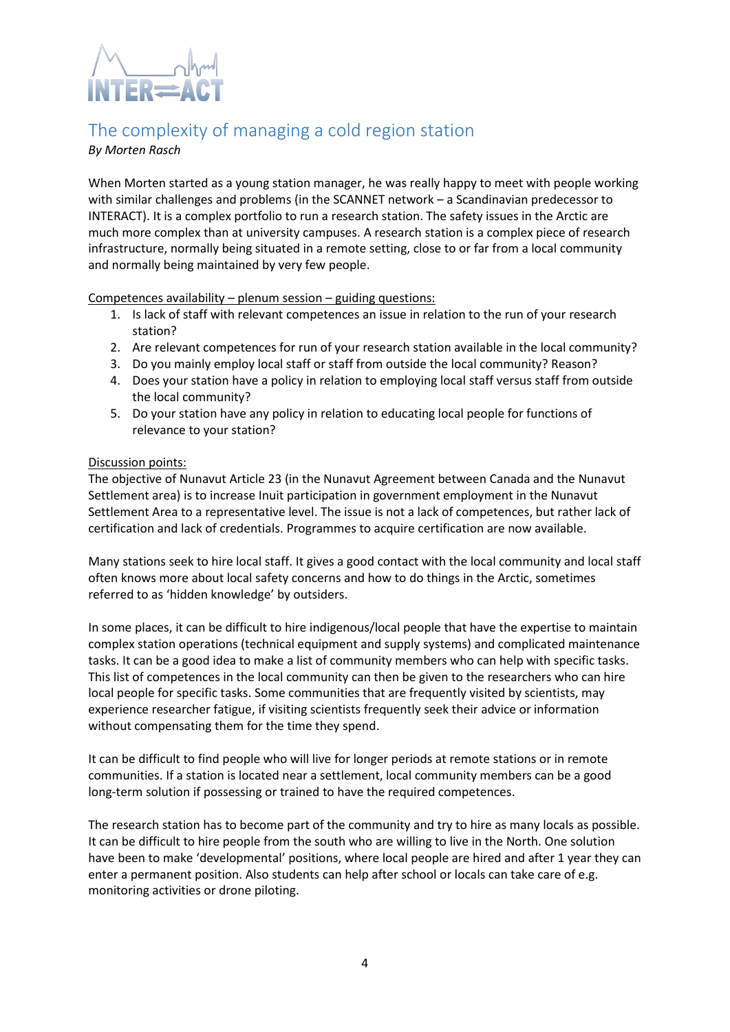## The complexity of managing a cold region station

*By Morten Rasch*

When Morten started as a young station manager, he was really happy to meet with people working with similar challenges and problems (in the SCANNET network – a Scandinavian predecessor to INTERACT). It is a complex portfolio to run a research station. The safety issues in the Arctic are much more complex than at university campuses. A research station is a complex piece of research infrastructure, normally being situated in a remote setting, close to or far from a local community and normally being maintained by very few people.

Competences availability – plenum session – guiding questions:

1. Is lack of staff with relevant competences an issue in relation to the run of your research station?
2. Are relevant competences for run of your research station available in the local community?
3. Do you mainly employ local staff or staff from outside the local community? Reason?
4. Does your station have a policy in relation to employing local staff versus staff from outside the local community?
5. Do your station have any policy in relation to educating local people for functions of relevance to your station?

Discussion points:

The objective of Nunavut Article 23 (in the Nunavut Agreement between Canada and the Nunavut Settlement area) is to increase Inuit participation in government employment in the Nunavut Settlement Area to a representative level. The issue is not a lack of competences, but rather lack of certification and lack of credentials. Programmes to acquire certification are now available.

Many stations seek to hire local staff. It gives a good contact with the local community and local staff often knows more about local safety concerns and how to do things in the Arctic, sometimes referred to as 'hidden knowledge' by outsiders.

In some places, it can be difficult to hire indigenous/local people that have the expertise to maintain complex station operations (technical equipment and supply systems) and complicated maintenance tasks. It can be a good idea to make a list of community members who can help with specific tasks. This list of competences in the local community can then be given to the researchers who can hire local people for specific tasks. Some communities that are frequently visited by scientists, may experience researcher fatigue, if visiting scientists frequently seek their advice or information without compensating them for the time they spend.

It can be difficult to find people who will live for longer periods at remote stations or in remote communities. If a station is located near a settlement, local community members can be a good long-term solution if possessing or trained to have the required competences.

The research station has to become part of the community and try to hire as many locals as possible. It can be difficult to hire people from the south who are willing to live in the North. One solution have been to make 'developmental' positions, where local people are hired and after 1 year they can enter a permanent position. Also students can help after school or locals can take care of e.g. monitoring activities or drone piloting.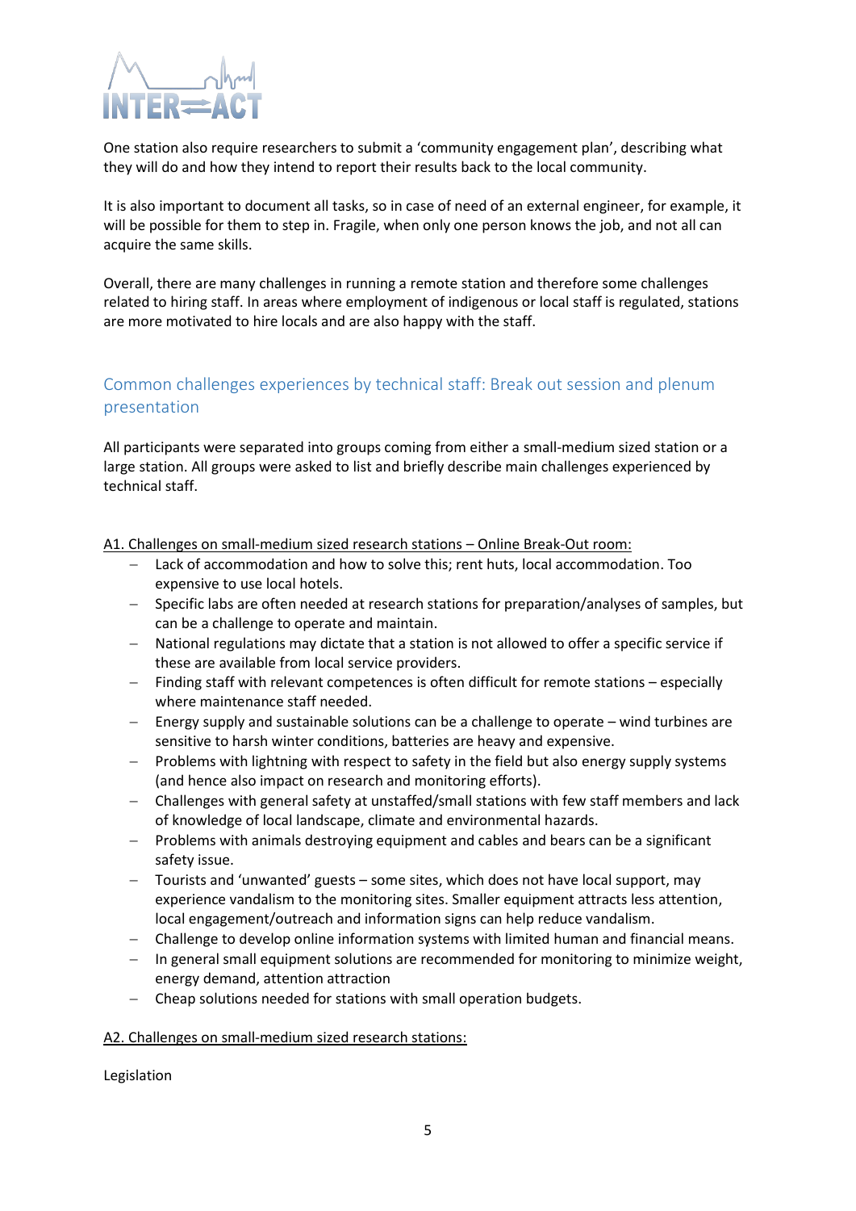One station also require researchers to submit a 'community engagement plan', describing what they will do and how they intend to report their results back to the local community.

It is also important to document all tasks, so in case of need of an external engineer, for example, it will be possible for them to step in. Fragile, when only one person knows the job, and not all can acquire the same skills.

Overall, there are many challenges in running a remote station and therefore some challenges related to hiring staff. In areas where employment of indigenous or local staff is regulated, stations are more motivated to hire locals and are also happy with the staff.

## Common challenges experiences by technical staff: Break out session and plenum presentation

All participants were separated into groups coming from either a small-medium sized station or a large station. All groups were asked to list and briefly describe main challenges experienced by technical staff.

<u>A1. Challenges on small-medium sized research stations – Online Break-Out room:</u>

- Lack of accommodation and how to solve this; rent huts, local accommodation. Too expensive to use local hotels.
- Specific labs are often needed at research stations for preparation/analyses of samples, but can be a challenge to operate and maintain.
- National regulations may dictate that a station is not allowed to offer a specific service if these are available from local service providers.
- Finding staff with relevant competences is often difficult for remote stations – especially where maintenance staff needed.
- Energy supply and sustainable solutions can be a challenge to operate – wind turbines are sensitive to harsh winter conditions, batteries are heavy and expensive.
- Problems with lightning with respect to safety in the field but also energy supply systems (and hence also impact on research and monitoring efforts).
- Challenges with general safety at unstaffed/small stations with few staff members and lack of knowledge of local landscape, climate and environmental hazards.
- Problems with animals destroying equipment and cables and bears can be a significant safety issue.
- Tourists and 'unwanted' guests – some sites, which does not have local support, may experience vandalism to the monitoring sites. Smaller equipment attracts less attention, local engagement/outreach and information signs can help reduce vandalism.
- Challenge to develop online information systems with limited human and financial means.
- In general small equipment solutions are recommended for monitoring to minimize weight, energy demand, attention attraction
- Cheap solutions needed for stations with small operation budgets.

<u>A2. Challenges on small-medium sized research stations:</u>

Legislation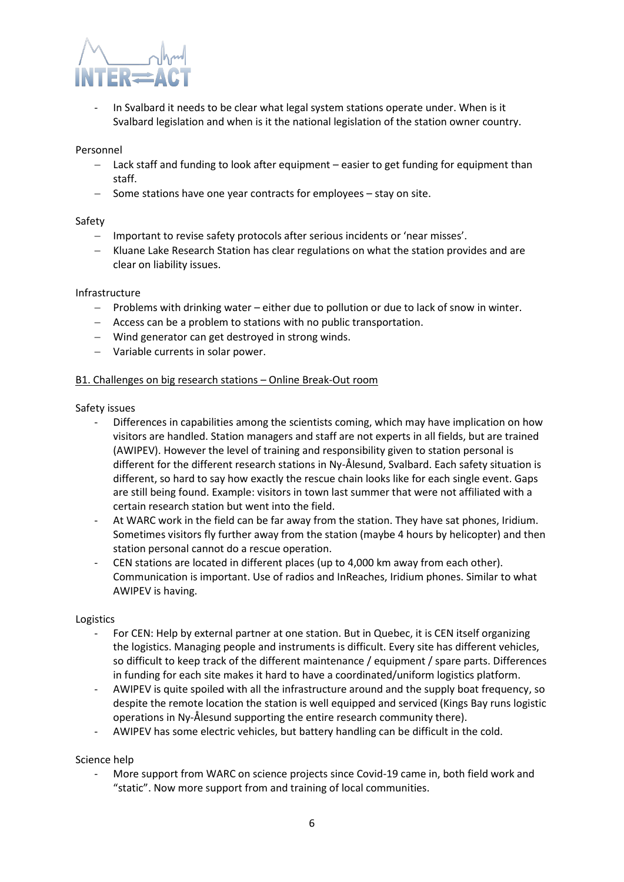- In Svalbard it needs to be clear what legal system stations operate under. When is it Svalbard legislation and when is it the national legislation of the station owner country.

Personnel

- Lack staff and funding to look after equipment – easier to get funding for equipment than staff.
- Some stations have one year contracts for employees – stay on site.

Safety

- Important to revise safety protocols after serious incidents or 'near misses'.
- Kluane Lake Research Station has clear regulations on what the station provides and are clear on liability issues.

Infrastructure

- Problems with drinking water – either due to pollution or due to lack of snow in winter.
- Access can be a problem to stations with no public transportation.
- Wind generator can get destroyed in strong winds.
- Variable currents in solar power.

<u>B1. Challenges on big research stations – Online Break-Out room</u>

Safety issues

- Differences in capabilities among the scientists coming, which may have implication on how visitors are handled. Station managers and staff are not experts in all fields, but are trained (AWIPEV). However the level of training and responsibility given to station personal is different for the different research stations in Ny-Ålesund, Svalbard. Each safety situation is different, so hard to say how exactly the rescue chain looks like for each single event. Gaps are still being found. Example: visitors in town last summer that were not affiliated with a certain research station but went into the field.
- At WARC work in the field can be far away from the station. They have sat phones, Iridium. Sometimes visitors fly further away from the station (maybe 4 hours by helicopter) and then station personal cannot do a rescue operation.
- CEN stations are located in different places (up to 4,000 km away from each other). Communication is important. Use of radios and InReaches, Iridium phones. Similar to what AWIPEV is having.

Logistics

- For CEN: Help by external partner at one station. But in Quebec, it is CEN itself organizing the logistics. Managing people and instruments is difficult. Every site has different vehicles, so difficult to keep track of the different maintenance / equipment / spare parts. Differences in funding for each site makes it hard to have a coordinated/uniform logistics platform.
- AWIPEV is quite spoiled with all the infrastructure around and the supply boat frequency, so despite the remote location the station is well equipped and serviced (Kings Bay runs logistic operations in Ny-Ålesund supporting the entire research community there).
- AWIPEV has some electric vehicles, but battery handling can be difficult in the cold.

Science help

- More support from WARC on science projects since Covid-19 came in, both field work and "static". Now more support from and training of local communities.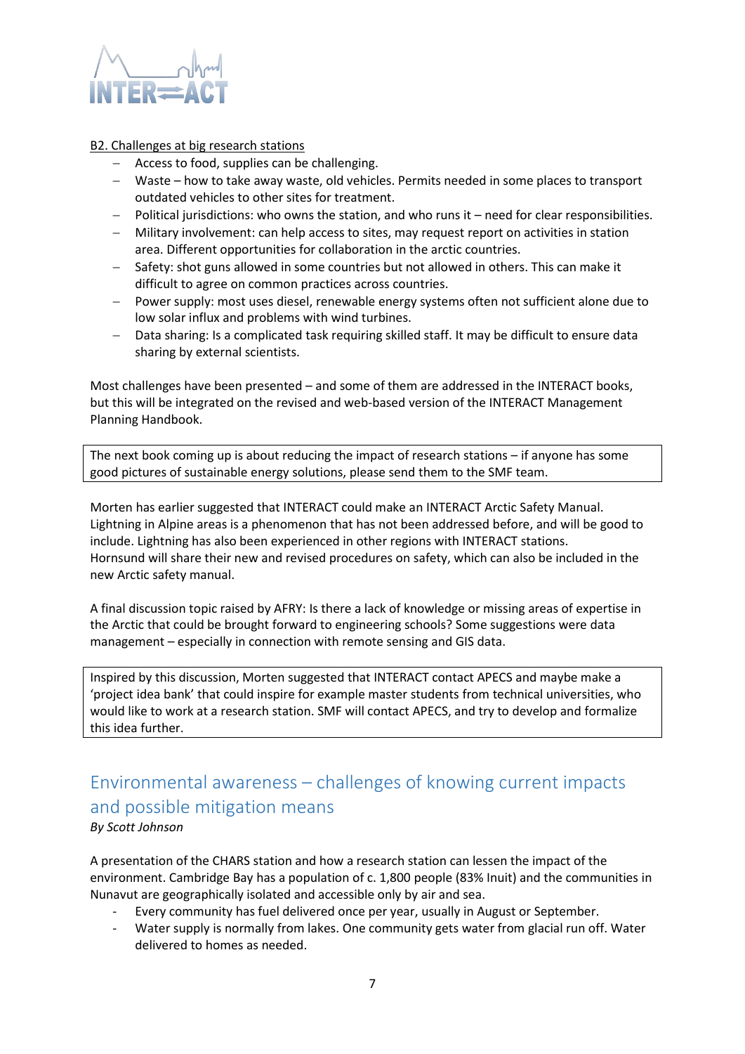B2. Challenges at big research stations

- Access to food, supplies can be challenging.
- Waste – how to take away waste, old vehicles. Permits needed in some places to transport outdated vehicles to other sites for treatment.
- Political jurisdictions: who owns the station, and who runs it – need for clear responsibilities.
- Military involvement: can help access to sites, may request report on activities in station area. Different opportunities for collaboration in the arctic countries.
- Safety: shot guns allowed in some countries but not allowed in others. This can make it difficult to agree on common practices across countries.
- Power supply: most uses diesel, renewable energy systems often not sufficient alone due to low solar influx and problems with wind turbines.
- Data sharing: Is a complicated task requiring skilled staff. It may be difficult to ensure data sharing by external scientists.

Most challenges have been presented – and some of them are addressed in the INTERACT books, but this will be integrated on the revised and web-based version of the INTERACT Management Planning Handbook.

> The next book coming up is about reducing the impact of research stations – if anyone has some good pictures of sustainable energy solutions, please send them to the SMF team.

Morten has earlier suggested that INTERACT could make an INTERACT Arctic Safety Manual. Lightning in Alpine areas is a phenomenon that has not been addressed before, and will be good to include. Lightning has also been experienced in other regions with INTERACT stations. Hornsund will share their new and revised procedures on safety, which can also be included in the new Arctic safety manual.

A final discussion topic raised by AFRY: Is there a lack of knowledge or missing areas of expertise in the Arctic that could be brought forward to engineering schools? Some suggestions were data management – especially in connection with remote sensing and GIS data.

> Inspired by this discussion, Morten suggested that INTERACT contact APECS and maybe make a 'project idea bank' that could inspire for example master students from technical universities, who would like to work at a research station. SMF will contact APECS, and try to develop and formalize this idea further.

## Environmental awareness – challenges of knowing current impacts and possible mitigation means

*By Scott Johnson*

A presentation of the CHARS station and how a research station can lessen the impact of the environment. Cambridge Bay has a population of c. 1,800 people (83% Inuit) and the communities in Nunavut are geographically isolated and accessible only by air and sea.

- Every community has fuel delivered once per year, usually in August or September.
- Water supply is normally from lakes. One community gets water from glacial run off. Water delivered to homes as needed.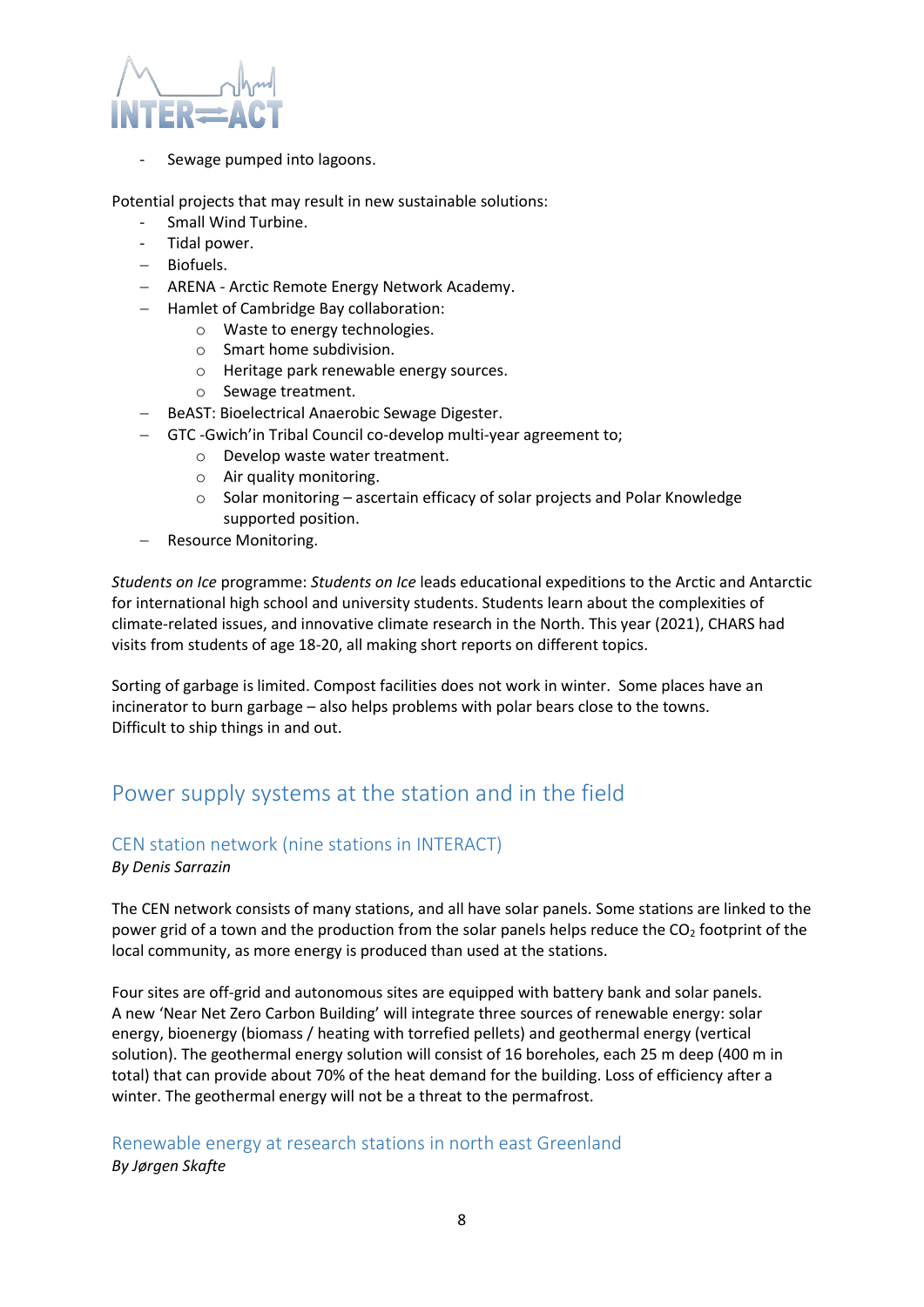- Sewage pumped into lagoons.

Potential projects that may result in new sustainable solutions:

- Small Wind Turbine.
- Tidal power.
- Biofuels.
- ARENA - Arctic Remote Energy Network Academy.
- Hamlet of Cambridge Bay collaboration:
    - Waste to energy technologies.
    - Smart home subdivision.
    - Heritage park renewable energy sources.
    - Sewage treatment.
- BeAST: Bioelectrical Anaerobic Sewage Digester.
- GTC -Gwich'in Tribal Council co-develop multi-year agreement to;
    - Develop waste water treatment.
    - Air quality monitoring.
    - Solar monitoring – ascertain efficacy of solar projects and Polar Knowledge supported position.
- Resource Monitoring.

*Students on Ice* programme: *Students on Ice* leads educational expeditions to the Arctic and Antarctic for international high school and university students. Students learn about the complexities of climate-related issues, and innovative climate research in the North. This year (2021), CHARS had visits from students of age 18-20, all making short reports on different topics.

Sorting of garbage is limited. Compost facilities does not work in winter. Some places have an incinerator to burn garbage – also helps problems with polar bears close to the towns. Difficult to ship things in and out.

# Power supply systems at the station and in the field

## CEN station network (nine stations in INTERACT)

*By Denis Sarrazin*

The CEN network consists of many stations, and all have solar panels. Some stations are linked to the power grid of a town and the production from the solar panels helps reduce the $CO_2$ footprint of the local community, as more energy is produced than used at the stations.

Four sites are off-grid and autonomous sites are equipped with battery bank and solar panels. A new 'Near Net Zero Carbon Building' will integrate three sources of renewable energy: solar energy, bioenergy (biomass / heating with torrefied pellets) and geothermal energy (vertical solution). The geothermal energy solution will consist of 16 boreholes, each 25 m deep (400 m in total) that can provide about 70% of the heat demand for the building. Loss of efficiency after a winter. The geothermal energy will not be a threat to the permafrost.

## Renewable energy at research stations in north east Greenland

*By Jørgen Skafte*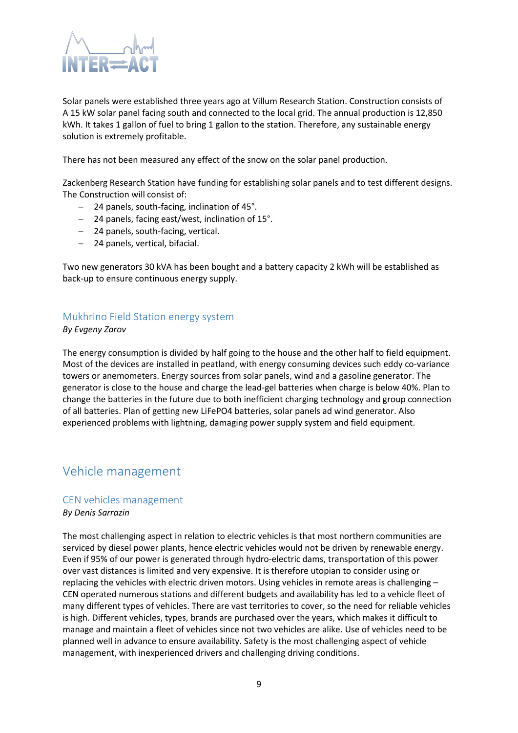Solar panels were established three years ago at Villum Research Station. Construction consists of A 15 kW solar panel facing south and connected to the local grid. The annual production is 12,850 kWh. It takes 1 gallon of fuel to bring 1 gallon to the station. Therefore, any sustainable energy solution is extremely profitable.

There has not been measured any effect of the snow on the solar panel production.

Zackenberg Research Station have funding for establishing solar panels and to test different designs. The Construction will consist of:

- 24 panels, south-facing, inclination of 45°.
- 24 panels, facing east/west, inclination of 15°.
- 24 panels, south-facing, vertical.
- 24 panels, vertical, bifacial.

Two new generators 30 kVA has been bought and a battery capacity 2 kWh will be established as back-up to ensure continuous energy supply.

### Mukhrino Field Station energy system

*By Evgeny Zarov*

The energy consumption is divided by half going to the house and the other half to field equipment. Most of the devices are installed in peatland, with energy consuming devices such eddy co-variance towers or anemometers. Energy sources from solar panels, wind and a gasoline generator. The generator is close to the house and charge the lead-gel batteries when charge is below 40%. Plan to change the batteries in the future due to both inefficient charging technology and group connection of all batteries. Plan of getting new LiFePO4 batteries, solar panels ad wind generator. Also experienced problems with lightning, damaging power supply system and field equipment.

## Vehicle management

### CEN vehicles management

*By Denis Sarrazin*

The most challenging aspect in relation to electric vehicles is that most northern communities are serviced by diesel power plants, hence electric vehicles would not be driven by renewable energy. Even if 95% of our power is generated through hydro-electric dams, transportation of this power over vast distances is limited and very expensive. It is therefore utopian to consider using or replacing the vehicles with electric driven motors. Using vehicles in remote areas is challenging – CEN operated numerous stations and different budgets and availability has led to a vehicle fleet of many different types of vehicles. There are vast territories to cover, so the need for reliable vehicles is high. Different vehicles, types, brands are purchased over the years, which makes it difficult to manage and maintain a fleet of vehicles since not two vehicles are alike. Use of vehicles need to be planned well in advance to ensure availability. Safety is the most challenging aspect of vehicle management, with inexperienced drivers and challenging driving conditions.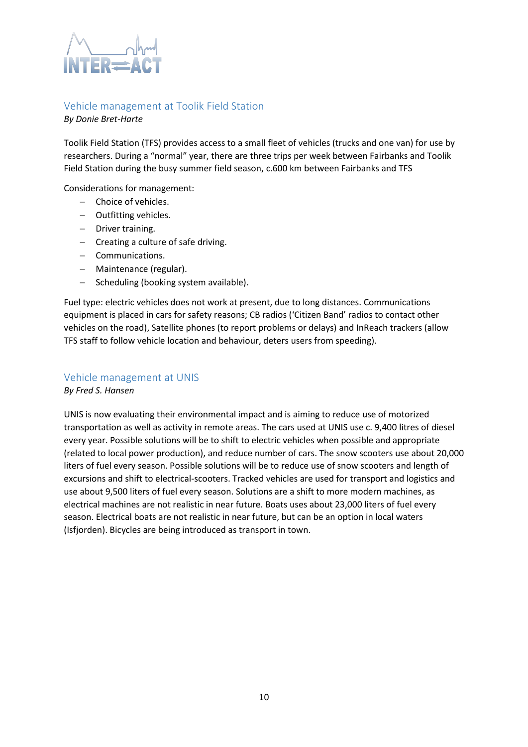## Vehicle management at Toolik Field Station

*By Donie Bret-Harte*

Toolik Field Station (TFS) provides access to a small fleet of vehicles (trucks and one van) for use by researchers. During a "normal" year, there are three trips per week between Fairbanks and Toolik Field Station during the busy summer field season, c.600 km between Fairbanks and TFS

Considerations for management:

- Choice of vehicles.
- Outfitting vehicles.
- Driver training.
- Creating a culture of safe driving.
- Communications.
- Maintenance (regular).
- Scheduling (booking system available).

Fuel type: electric vehicles does not work at present, due to long distances. Communications equipment is placed in cars for safety reasons; CB radios ('Citizen Band' radios to contact other vehicles on the road), Satellite phones (to report problems or delays) and InReach trackers (allow TFS staff to follow vehicle location and behaviour, deters users from speeding).

## Vehicle management at UNIS

*By Fred S. Hansen*

UNIS is now evaluating their environmental impact and is aiming to reduce use of motorized transportation as well as activity in remote areas. The cars used at UNIS use c. 9,400 litres of diesel every year. Possible solutions will be to shift to electric vehicles when possible and appropriate (related to local power production), and reduce number of cars. The snow scooters use about 20,000 liters of fuel every season. Possible solutions will be to reduce use of snow scooters and length of excursions and shift to electrical-scooters. Tracked vehicles are used for transport and logistics and use about 9,500 liters of fuel every season. Solutions are a shift to more modern machines, as electrical machines are not realistic in near future. Boats uses about 23,000 liters of fuel every season. Electrical boats are not realistic in near future, but can be an option in local waters (Isfjorden). Bicycles are being introduced as transport in town.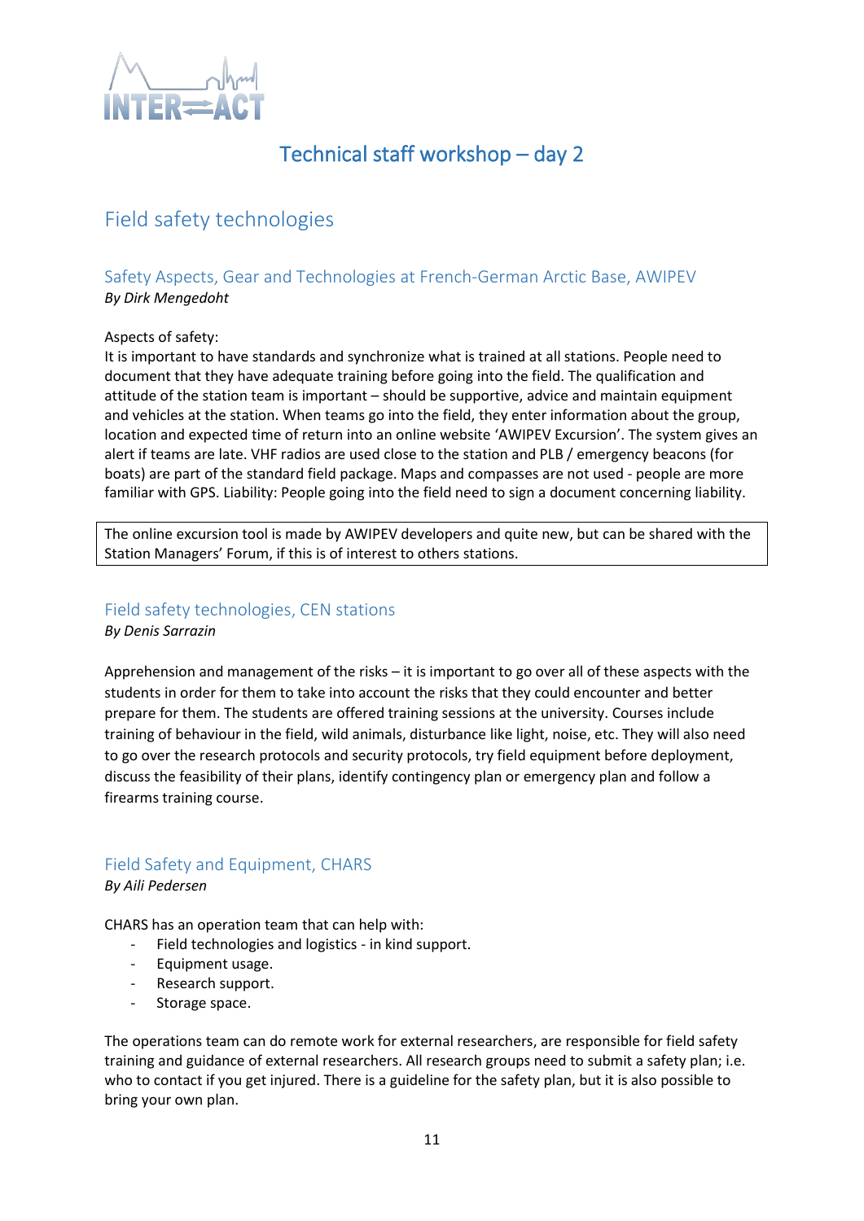# Technical staff workshop – day 2

## Field safety technologies

### Safety Aspects, Gear and Technologies at French-German Arctic Base, AWIPEV

*By Dirk Mengedoht*

Aspects of safety:
It is important to have standards and synchronize what is trained at all stations. People need to document that they have adequate training before going into the field. The qualification and attitude of the station team is important – should be supportive, advice and maintain equipment and vehicles at the station. When teams go into the field, they enter information about the group, location and expected time of return into an online website 'AWIPEV Excursion'. The system gives an alert if teams are late. VHF radios are used close to the station and PLB / emergency beacons (for boats) are part of the standard field package. Maps and compasses are not used - people are more familiar with GPS. Liability: People going into the field need to sign a document concerning liability.

> The online excursion tool is made by AWIPEV developers and quite new, but can be shared with the Station Managers' Forum, if this is of interest to others stations.

### Field safety technologies, CEN stations

*By Denis Sarrazin*

Apprehension and management of the risks – it is important to go over all of these aspects with the students in order for them to take into account the risks that they could encounter and better prepare for them. The students are offered training sessions at the university. Courses include training of behaviour in the field, wild animals, disturbance like light, noise, etc. They will also need to go over the research protocols and security protocols, try field equipment before deployment, discuss the feasibility of their plans, identify contingency plan or emergency plan and follow a firearms training course.

### Field Safety and Equipment, CHARS

*By Aili Pedersen*

CHARS has an operation team that can help with:

- Field technologies and logistics - in kind support.
- Equipment usage.
- Research support.
- Storage space.

The operations team can do remote work for external researchers, are responsible for field safety training and guidance of external researchers. All research groups need to submit a safety plan; i.e. who to contact if you get injured. There is a guideline for the safety plan, but it is also possible to bring your own plan.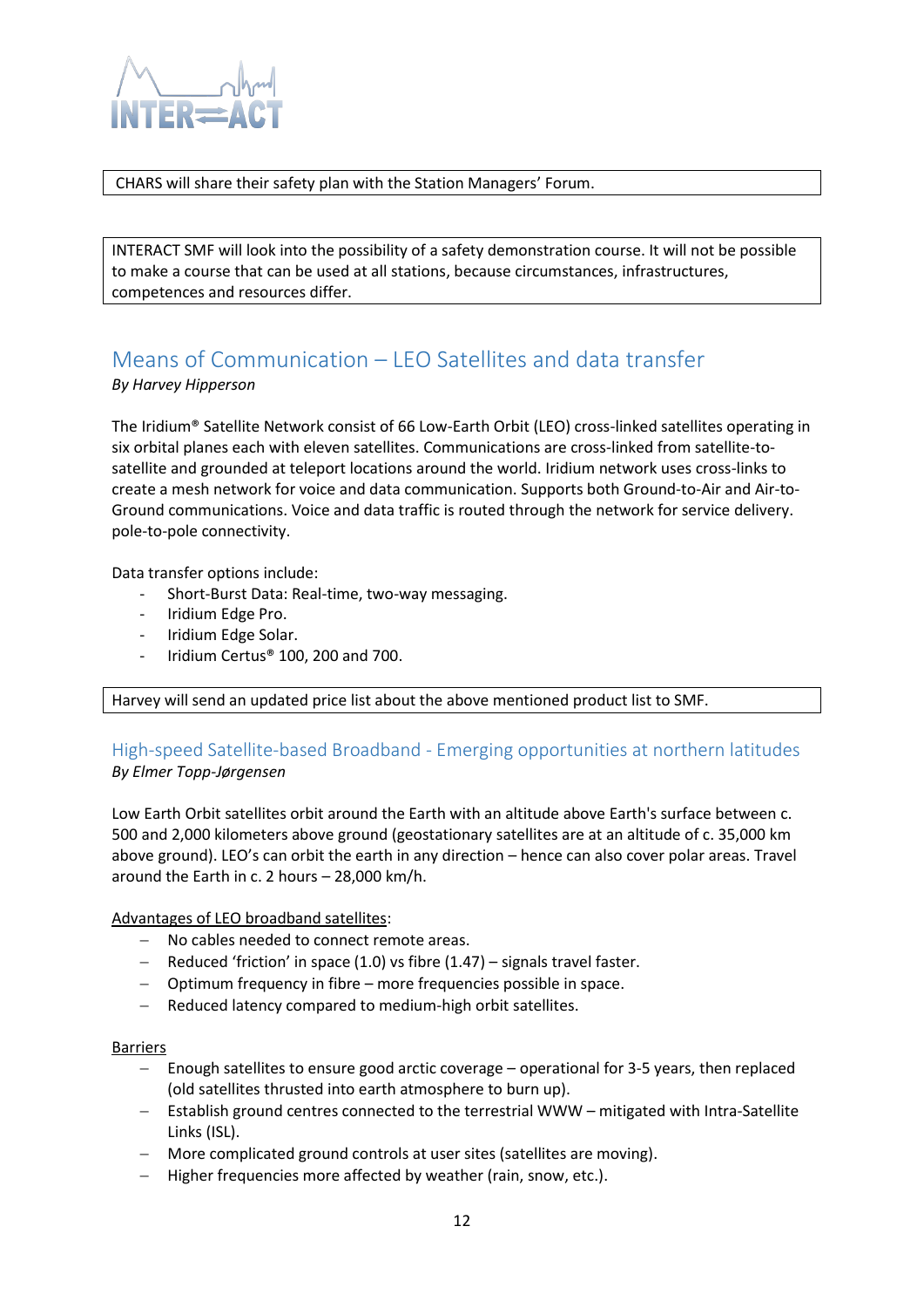CHARS will share their safety plan with the Station Managers' Forum.

INTERACT SMF will look into the possibility of a safety demonstration course. It will not be possible to make a course that can be used at all stations, because circumstances, infrastructures, competences and resources differ.

## Means of Communication – LEO Satellites and data transfer

*By Harvey Hipperson*

The Iridium® Satellite Network consist of 66 Low-Earth Orbit (LEO) cross-linked satellites operating in six orbital planes each with eleven satellites. Communications are cross-linked from satellite-to-satellite and grounded at teleport locations around the world. Iridium network uses cross-links to create a mesh network for voice and data communication. Supports both Ground-to-Air and Air-to-Ground communications. Voice and data traffic is routed through the network for service delivery. pole-to-pole connectivity.

Data transfer options include:

- Short-Burst Data: Real-time, two-way messaging.
- Iridium Edge Pro.
- Iridium Edge Solar.
- Iridium Certus® 100, 200 and 700.

Harvey will send an updated price list about the above mentioned product list to SMF.

### High-speed Satellite-based Broadband - Emerging opportunities at northern latitudes

*By Elmer Topp-Jørgensen*

Low Earth Orbit satellites orbit around the Earth with an altitude above Earth's surface between c. 500 and 2,000 kilometers above ground (geostationary satellites are at an altitude of c. 35,000 km above ground). LEO's can orbit the earth in any direction – hence can also cover polar areas. Travel around the Earth in c. 2 hours – 28,000 km/h.

Advantages of LEO broadband satellites:

- No cables needed to connect remote areas.
- Reduced 'friction' in space (1.0) vs fibre (1.47) – signals travel faster.
- Optimum frequency in fibre – more frequencies possible in space.
- Reduced latency compared to medium-high orbit satellites.

Barriers

- Enough satellites to ensure good arctic coverage – operational for 3-5 years, then replaced (old satellites thrusted into earth atmosphere to burn up).
- Establish ground centres connected to the terrestrial WWW – mitigated with Intra-Satellite Links (ISL).
- More complicated ground controls at user sites (satellites are moving).
- Higher frequencies more affected by weather (rain, snow, etc.).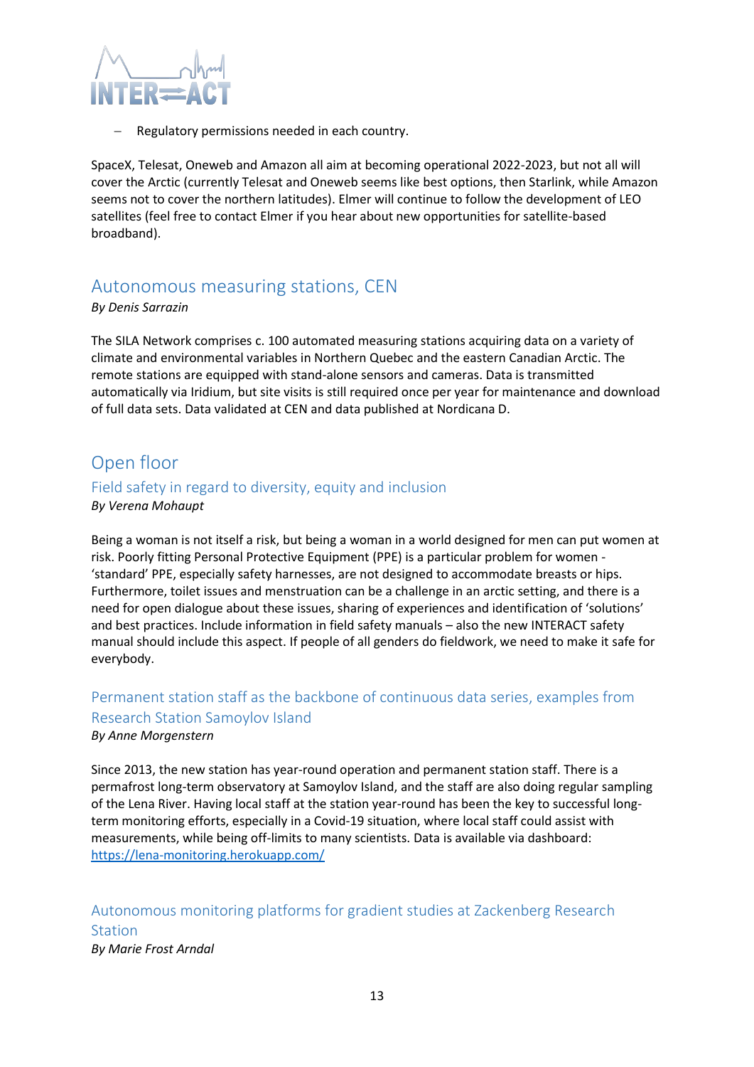– Regulatory permissions needed in each country.

SpaceX, Telesat, Oneweb and Amazon all aim at becoming operational 2022-2023, but not all will cover the Arctic (currently Telesat and Oneweb seems like best options, then Starlink, while Amazon seems not to cover the northern latitudes). Elmer will continue to follow the development of LEO satellites (feel free to contact Elmer if you hear about new opportunities for satellite-based broadband).

## Autonomous measuring stations, CEN

*By Denis Sarrazin*

The SILA Network comprises c. 100 automated measuring stations acquiring data on a variety of climate and environmental variables in Northern Quebec and the eastern Canadian Arctic. The remote stations are equipped with stand-alone sensors and cameras. Data is transmitted automatically via Iridium, but site visits is still required once per year for maintenance and download of full data sets. Data validated at CEN and data published at Nordicana D.

## Open floor

### Field safety in regard to diversity, equity and inclusion

*By Verena Mohaupt*

Being a woman is not itself a risk, but being a woman in a world designed for men can put women at risk. Poorly fitting Personal Protective Equipment (PPE) is a particular problem for women - 'standard' PPE, especially safety harnesses, are not designed to accommodate breasts or hips. Furthermore, toilet issues and menstruation can be a challenge in an arctic setting, and there is a need for open dialogue about these issues, sharing of experiences and identification of 'solutions' and best practices. Include information in field safety manuals – also the new INTERACT safety manual should include this aspect. If people of all genders do fieldwork, we need to make it safe for everybody.

### Permanent station staff as the backbone of continuous data series, examples from Research Station Samoylov Island

*By Anne Morgenstern*

Since 2013, the new station has year-round operation and permanent station staff. There is a permafrost long-term observatory at Samoylov Island, and the staff are also doing regular sampling of the Lena River. Having local staff at the station year-round has been the key to successful long-term monitoring efforts, especially in a Covid-19 situation, where local staff could assist with measurements, while being off-limits to many scientists. Data is available via dashboard: [https://lena-monitoring.herokuapp.com/](https://lena-monitoring.herokuapp.com/)

### Autonomous monitoring platforms for gradient studies at Zackenberg Research Station

*By Marie Frost Arndal*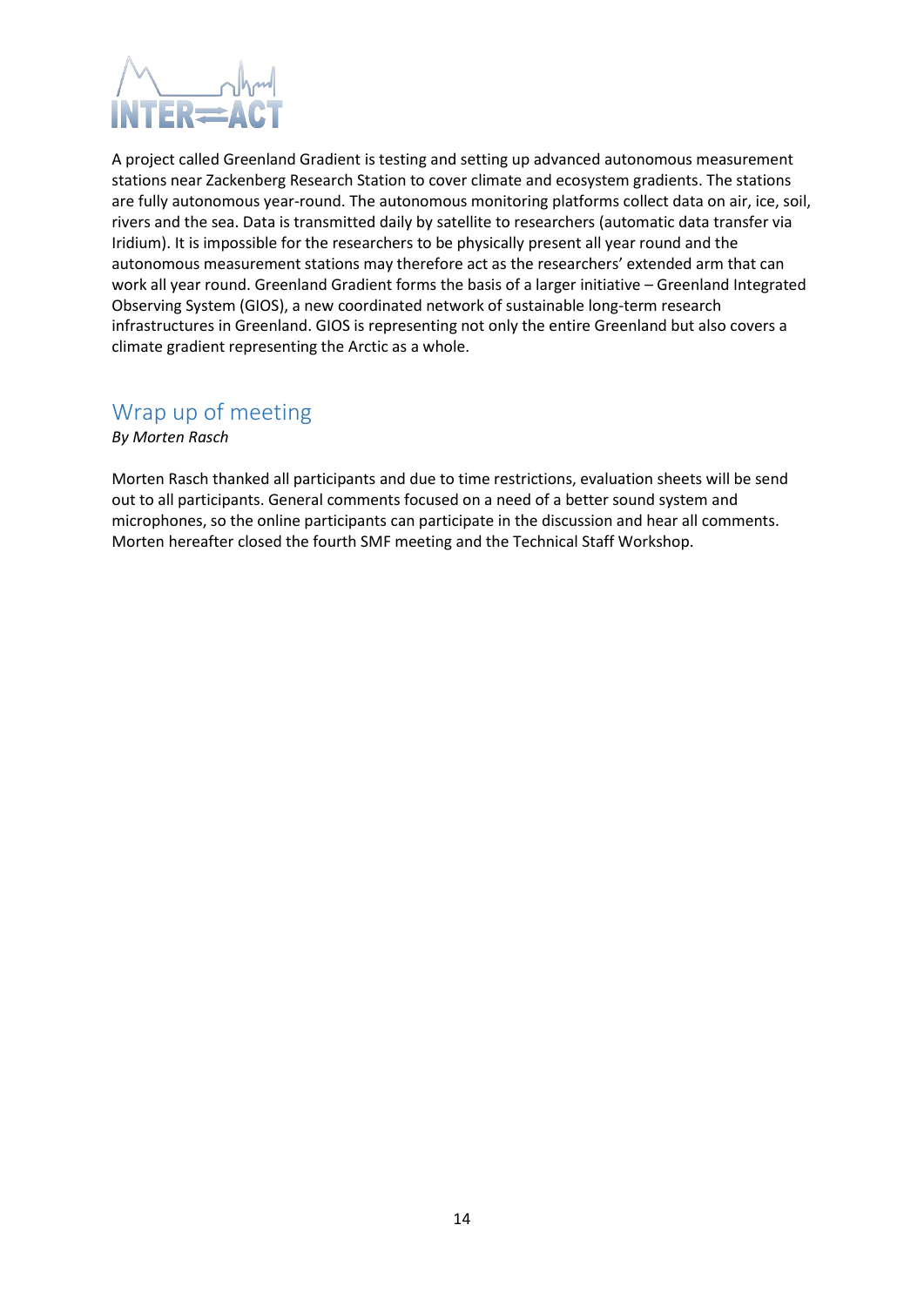A project called Greenland Gradient is testing and setting up advanced autonomous measurement stations near Zackenberg Research Station to cover climate and ecosystem gradients. The stations are fully autonomous year-round. The autonomous monitoring platforms collect data on air, ice, soil, rivers and the sea. Data is transmitted daily by satellite to researchers (automatic data transfer via Iridium). It is impossible for the researchers to be physically present all year round and the autonomous measurement stations may therefore act as the researchers' extended arm that can work all year round. Greenland Gradient forms the basis of a larger initiative – Greenland Integrated Observing System (GIOS), a new coordinated network of sustainable long-term research infrastructures in Greenland. GIOS is representing not only the entire Greenland but also covers a climate gradient representing the Arctic as a whole.

## Wrap up of meeting

*By Morten Rasch*

Morten Rasch thanked all participants and due to time restrictions, evaluation sheets will be send out to all participants. General comments focused on a need of a better sound system and microphones, so the online participants can participate in the discussion and hear all comments. Morten hereafter closed the fourth SMF meeting and the Technical Staff Workshop.